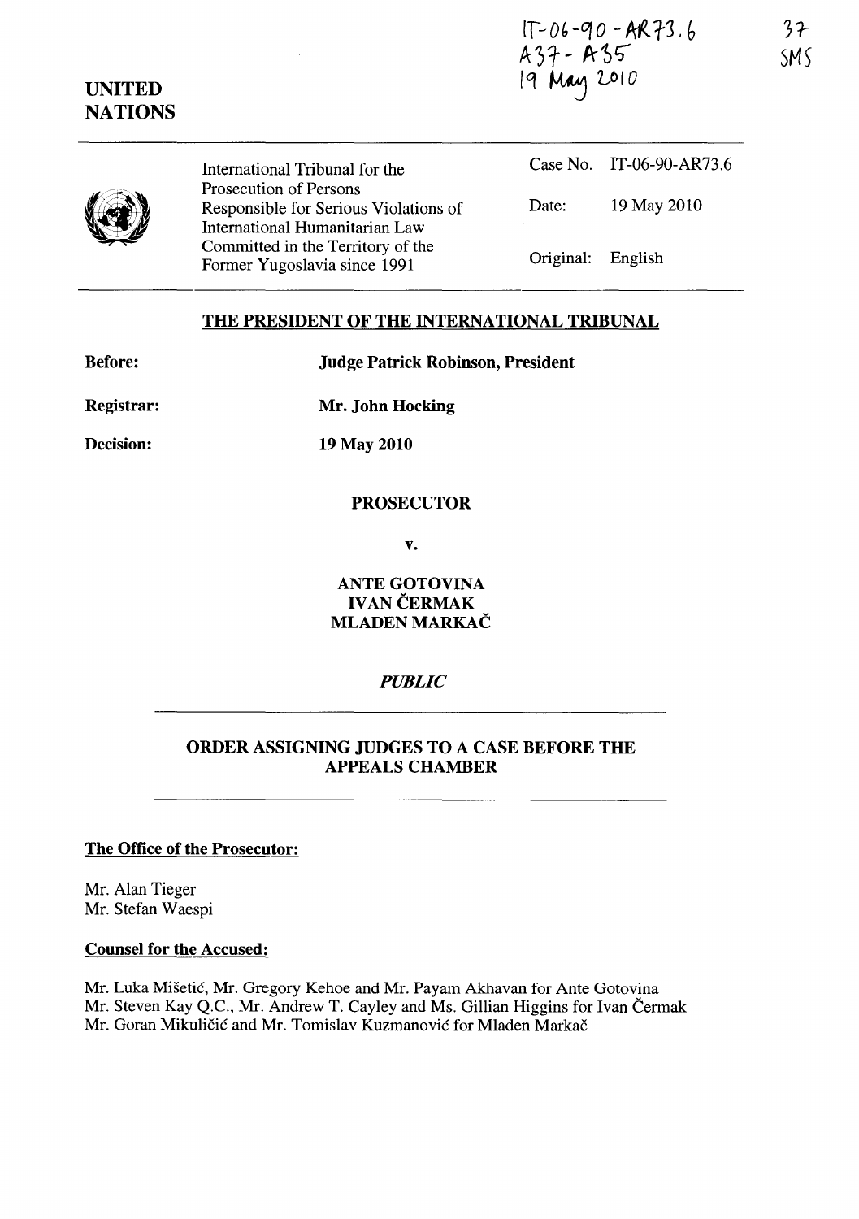IT-06-90-AR73.6
A37 - A35
19 May 2010

37
SMS

**UNITED NATIONS**

International Tribunal for the Prosecution of Persons Responsible for Serious Violations of International Humanitarian Law Committed in the Territory of the Former Yugoslavia since 1991

| | |
|---|---|
| Case No. | IT-06-90-AR73.6 |
| Date: | 19 May 2010 |
| Original: | English |

## THE PRESIDENT OF THE INTERNATIONAL TRIBUNAL

**Before:** **Judge Patrick Robinson, President**

**Registrar:** **Mr. John Hocking**

**Decision:** **19 May 2010**

**PROSECUTOR**

**v.**

**ANTE GOTOVINA**
**IVAN ČERMAK**
**MLADEN MARKAČ**

***PUBLIC***

## ORDER ASSIGNING JUDGES TO A CASE BEFORE THE APPEALS CHAMBER

**The Office of the Prosecutor:**

Mr. Alan Tieger
Mr. Stefan Waespi

**Counsel for the Accused:**

Mr. Luka Mišetić, Mr. Gregory Kehoe and Mr. Payam Akhavan for Ante Gotovina
Mr. Steven Kay Q.C., Mr. Andrew T. Cayley and Ms. Gillian Higgins for Ivan Čermak
Mr. Goran Mikuličić and Mr. Tomislav Kuzmanović for Mladen Markač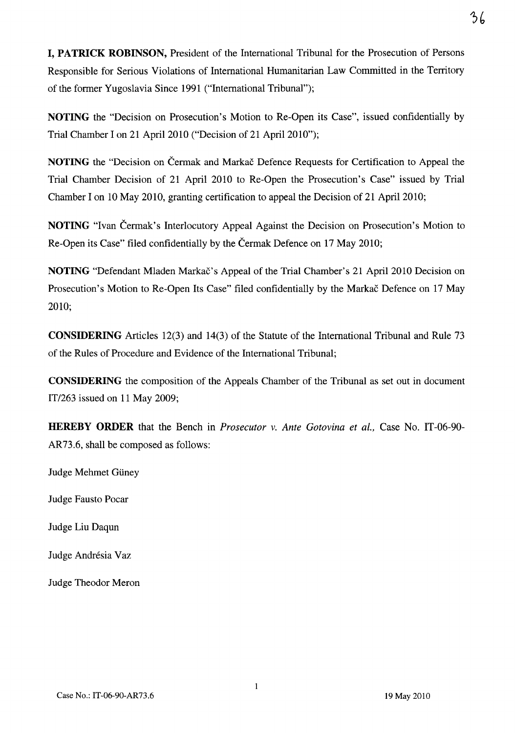**I, PATRICK ROBINSON,** President of the International Tribunal for the Prosecution of Persons Responsible for Serious Violations of International Humanitarian Law Committed in the Territory of the former Yugoslavia Since 1991 ("International Tribunal");

**NOTING** the "Decision on Prosecution's Motion to Re-Open its Case", issued confidentially by Trial Chamber I on 21 April 2010 ("Decision of 21 April 2010");

**NOTING** the "Decision on Čermak and Markač Defence Requests for Certification to Appeal the Trial Chamber Decision of 21 April 2010 to Re-Open the Prosecution's Case" issued by Trial Chamber I on 10 May 2010, granting certification to appeal the Decision of 21 April 2010;

**NOTING** "Ivan Čermak's Interlocutory Appeal Against the Decision on Prosecution's Motion to Re-Open its Case" filed confidentially by the Čermak Defence on 17 May 2010;

**NOTING** "Defendant Mladen Markač's Appeal of the Trial Chamber's 21 April 2010 Decision on Prosecution's Motion to Re-Open Its Case" filed confidentially by the Markač Defence on 17 May 2010;

**CONSIDERING** Articles 12(3) and 14(3) of the Statute of the International Tribunal and Rule 73 of the Rules of Procedure and Evidence of the International Tribunal;

**CONSIDERING** the composition of the Appeals Chamber of the Tribunal as set out in document IT/263 issued on 11 May 2009;

**HEREBY ORDER** that the Bench in *Prosecutor v. Ante Gotovina et al.*, Case No. IT-06-90-AR73.6, shall be composed as follows:

Judge Mehmet Güney

Judge Fausto Pocar

Judge Liu Daqun

Judge Andrésia Vaz

Judge Theodor Meron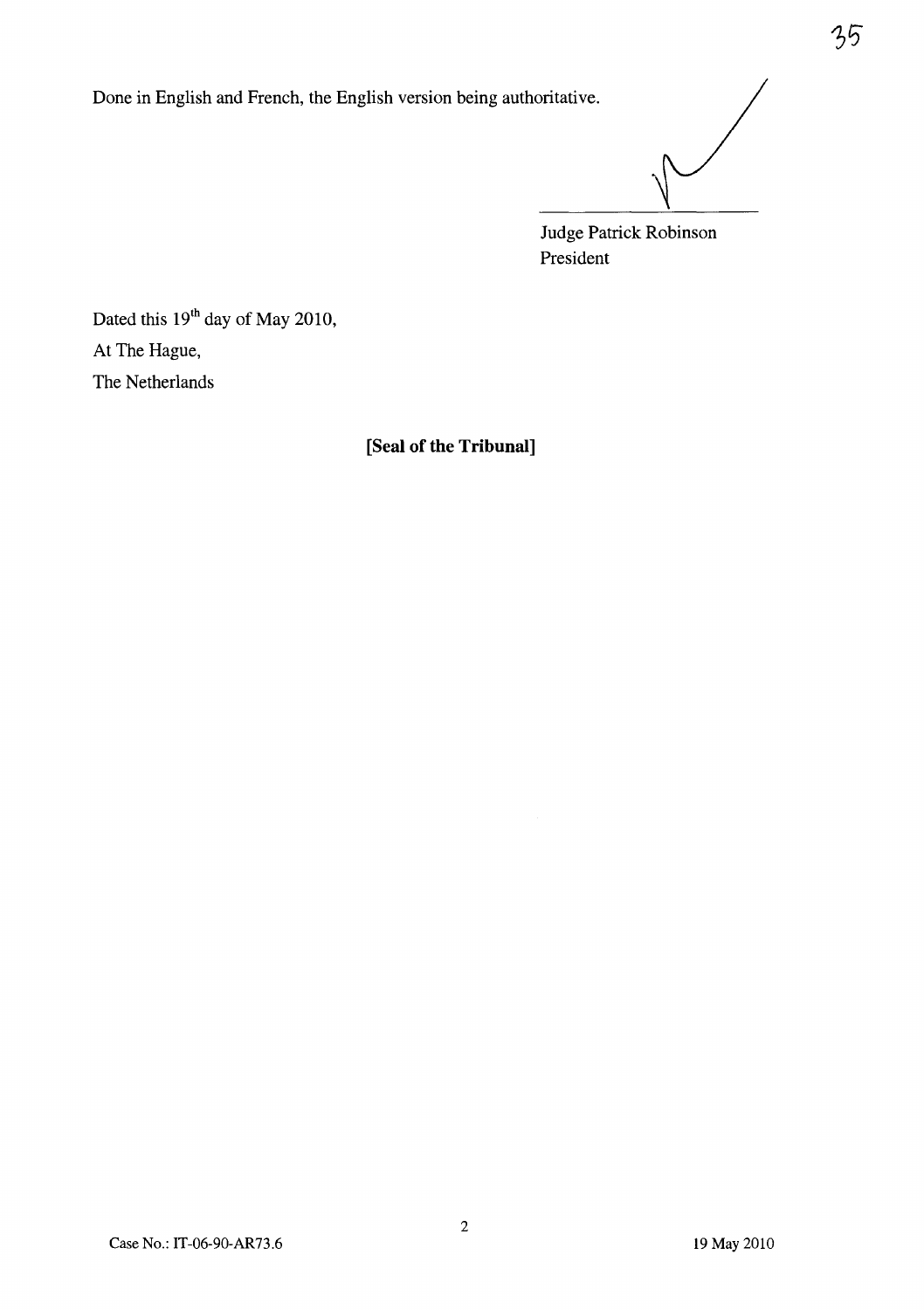Done in English and French, the English version being authoritative.

Judge Patrick Robinson
President

Dated this 19th day of May 2010,
At The Hague,
The Netherlands

**[Seal of the Tribunal]**